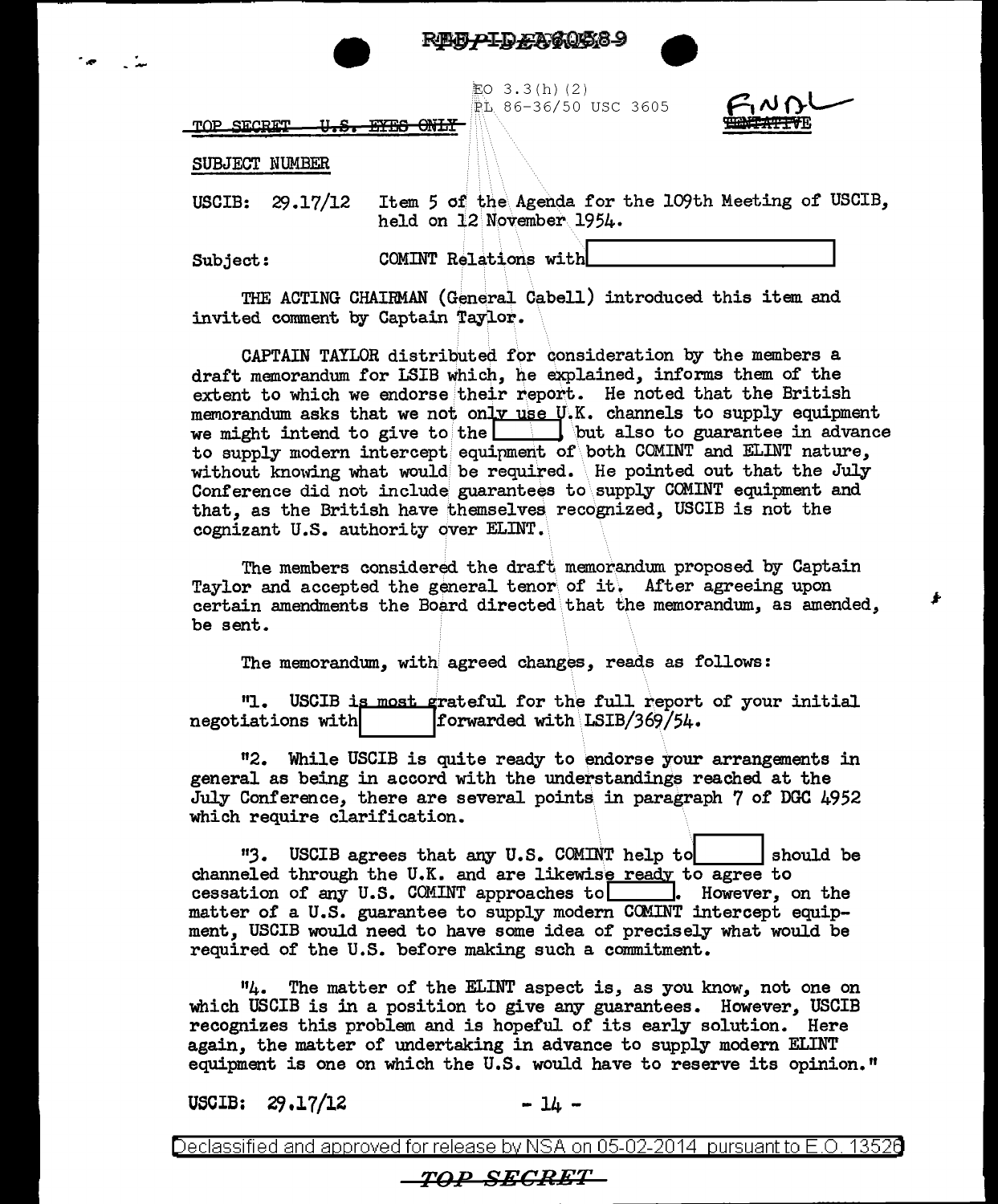EO 3.3(h)(2)
PL 86-36/50 USC 3605

TOP SECRET ~~U.S. EYES ONLY~~

FINAL
~~TENTATIVE~~

SUBJECT NUMBER

USCIB: 29.17/12 Item 5 of the Agenda for the 109th Meeting of USCIB, held on 12 November 1954.

Subject: COMINT Relations with [REDACTED]

THE ACTING CHAIRMAN (General Cabell) introduced this item and invited comment by Captain Taylor.

CAPTAIN TAYLOR distributed for consideration by the members a draft memorandum for LSIB which, he explained, informs them of the extent to which we endorse their report. He noted that the British memorandum asks that we not only use U.K. channels to supply equipment we might intend to give to the [REDACTED] but also to guarantee in advance to supply modern intercept equipment of both COMINT and ELINT nature, without knowing what would be required. He pointed out that the July Conference did not include guarantees to supply COMINT equipment and that, as the British have themselves recognized, USCIB is not the cognizant U.S. authority over ELINT.

The members considered the draft memorandum proposed by Captain Taylor and accepted the general tenor of it. After agreeing upon certain amendments the Board directed that the memorandum, as amended, be sent.

The memorandum, with agreed changes, reads as follows:

"1. USCIB is most grateful for the full report of your initial negotiations with [REDACTED] forwarded with LSIB/369/54.

"2. While USCIB is quite ready to endorse your arrangements in general as being in accord with the understandings reached at the July Conference, there are several points in paragraph 7 of DGC 4952 which require clarification.

"3. USCIB agrees that any U.S. COMINT help to [REDACTED] should be channeled through the U.K. and are likewise ready to agree to cessation of any U.S. COMINT approaches to [REDACTED]. However, on the matter of a U.S. guarantee to supply modern COMINT intercept equipment, USCIB would need to have some idea of precisely what would be required of the U.S. before making such a commitment.

"4. The matter of the ELINT aspect is, as you know, not one on which USCIB is in a position to give any guarantees. However, USCIB recognizes this problem and is hopeful of its early solution. Here again, the matter of undertaking in advance to supply modern ELINT equipment is one on which the U.S. would have to reserve its opinion."

USCIB: 29.17/12

Declassified and approved for release by NSA on 05-02-2014 pursuant to E.O. 13526

TOP SECRET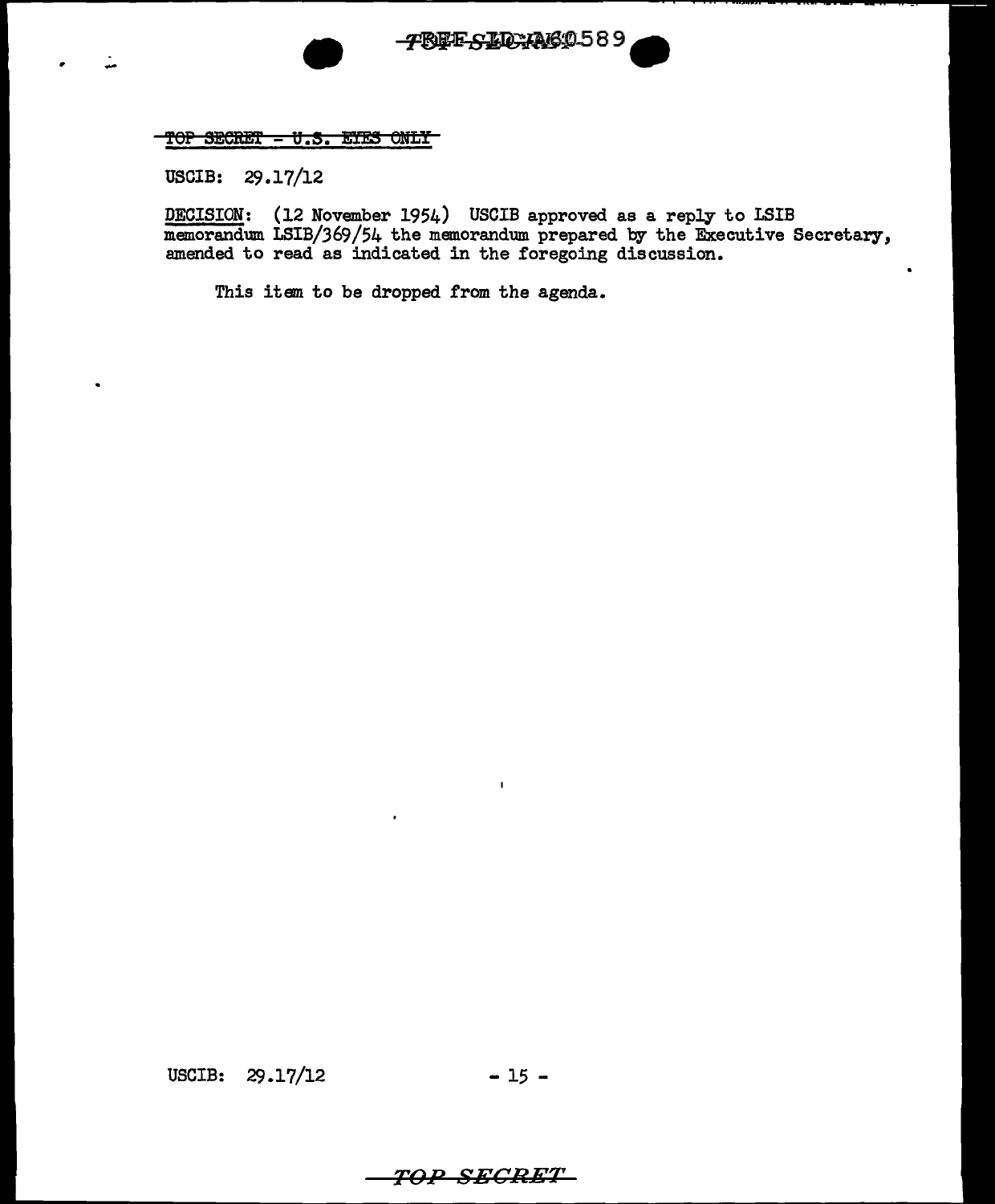~~TOP SECRET - U.S. EYES ONLY~~

USCIB: 29.17/12

DECISION: (12 November 1954) USCIB approved as a reply to LSIB memorandum LSIB/369/54 the memorandum prepared by the Executive Secretary, amended to read as indicated in the foregoing discussion.

This item to be dropped from the agenda.

USCIB: 29.17/12